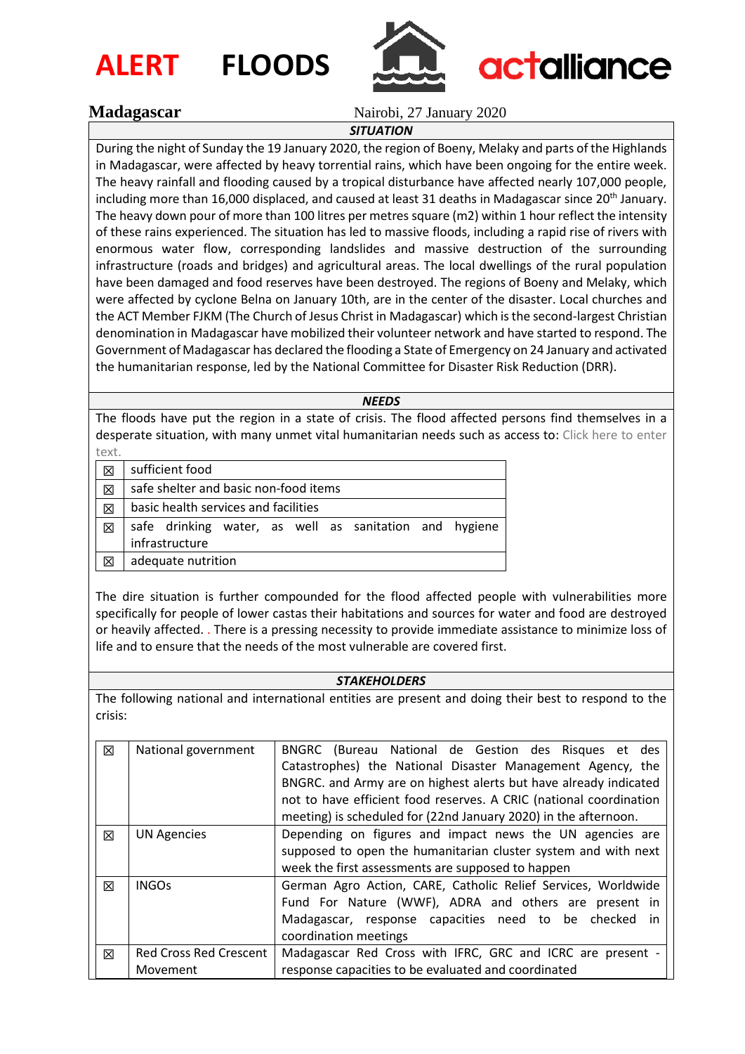# ALERT FLOODS

actalliance

**Madagascar** Nairobi, 27 January 2020

***SITUATION***

During the night of Sunday the 19 January 2020, the region of Boeny, Melaky and parts of the Highlands in Madagascar, were affected by heavy torrential rains, which have been ongoing for the entire week. The heavy rainfall and flooding caused by a tropical disturbance have affected nearly 107,000 people, including more than 16,000 displaced, and caused at least 31 deaths in Madagascar since 20th January. The heavy down pour of more than 100 litres per metres square (m2) within 1 hour reflect the intensity of these rains experienced. The situation has led to massive floods, including a rapid rise of rivers with enormous water flow, corresponding landslides and massive destruction of the surrounding infrastructure (roads and bridges) and agricultural areas. The local dwellings of the rural population have been damaged and food reserves have been destroyed. The regions of Boeny and Melaky, which were affected by cyclone Belna on January 10th, are in the center of the disaster. Local churches and the ACT Member FJKM (The Church of Jesus Christ in Madagascar) which is the second-largest Christian denomination in Madagascar have mobilized their volunteer network and have started to respond. The Government of Madagascar has declared the flooding a State of Emergency on 24 January and activated the humanitarian response, led by the National Committee for Disaster Risk Reduction (DRR).

***NEEDS***

The floods have put the region in a state of crisis. The flood affected persons find themselves in a desperate situation, with many unmet vital humanitarian needs such as access to: Click here to enter text.

| | |
|---|---|
| ☒ | sufficient food |
| ☒ | safe shelter and basic non-food items |
| ☒ | basic health services and facilities |
| ☒ | safe drinking water, as well as sanitation and hygiene infrastructure |
| ☒ | adequate nutrition |

The dire situation is further compounded for the flood affected people with vulnerabilities more specifically for people of lower castas their habitations and sources for water and food are destroyed or heavily affected. . There is a pressing necessity to provide immediate assistance to minimize loss of life and to ensure that the needs of the most vulnerable are covered first.

***STAKEHOLDERS***

The following national and international entities are present and doing their best to respond to the crisis:

| | | |
|---|---|---|
| ☒ | National government | BNGRC (Bureau National de Gestion des Risques et des Catastrophes) the National Disaster Management Agency, the BNGRC. and Army are on highest alerts but have already indicated not to have efficient food reserves. A CRIC (national coordination meeting) is scheduled for (22nd January 2020) in the afternoon. |
| ☒ | UN Agencies | Depending on figures and impact news the UN agencies are supposed to open the humanitarian cluster system and with next week the first assessments are supposed to happen |
| ☒ | INGOs | German Agro Action, CARE, Catholic Relief Services, Worldwide Fund For Nature (WWF), ADRA and others are present in Madagascar, response capacities need to be checked in coordination meetings |
| ☒ | Red Cross Red Crescent Movement | Madagascar Red Cross with IFRC, GRC and ICRC are present - response capacities to be evaluated and coordinated |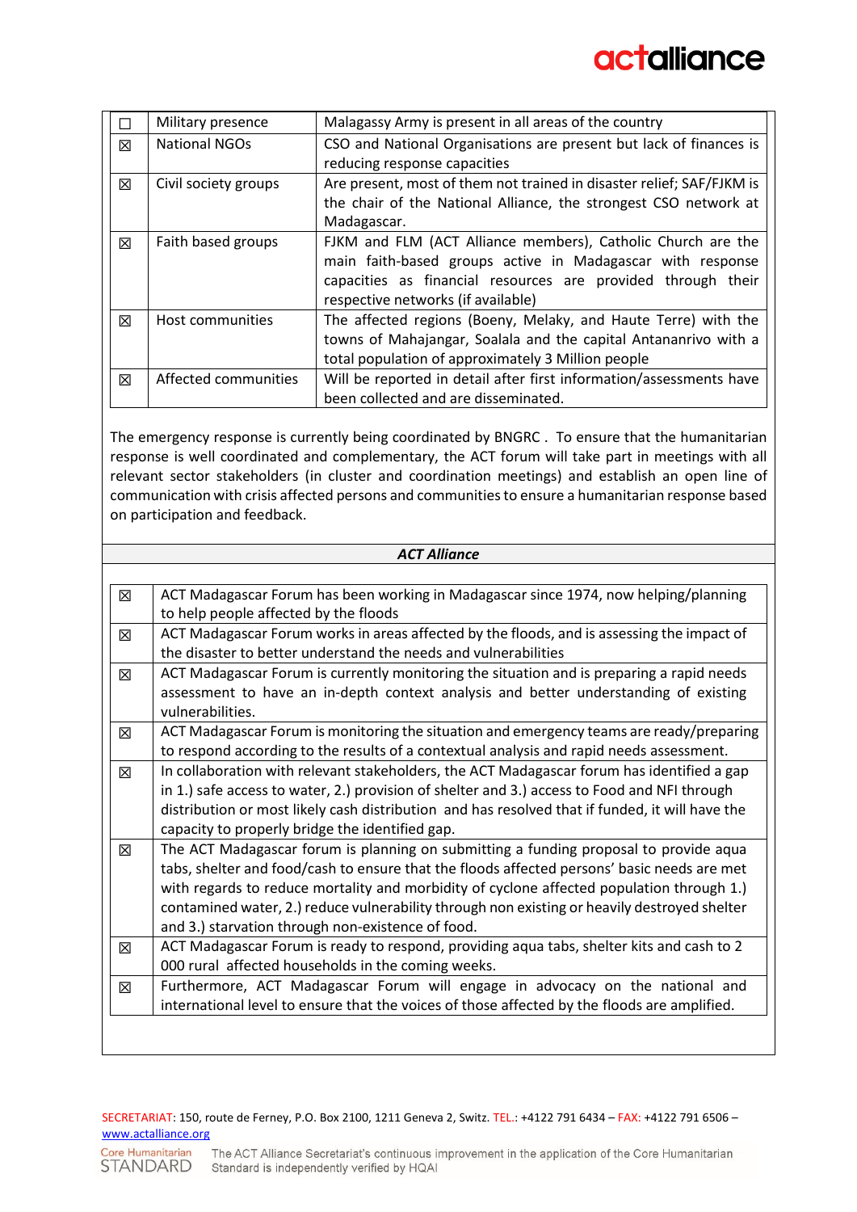| | | |
|---|---|---|
| ☐ | Military presence | Malagassy Army is present in all areas of the country |
| ☒ | National NGOs | CSO and National Organisations are present but lack of finances is reducing response capacities |
| ☒ | Civil society groups | Are present, most of them not trained in disaster relief; SAF/FJKM is the chair of the National Alliance, the strongest CSO network at Madagascar. |
| ☒ | Faith based groups | FJKM and FLM (ACT Alliance members), Catholic Church are the main faith-based groups active in Madagascar with response capacities as financial resources are provided through their respective networks (if available) |
| ☒ | Host communities | The affected regions (Boeny, Melaky, and Haute Terre) with the towns of Mahajangar, Soalala and the capital Antananrivo with a total population of approximately 3 Million people |
| ☒ | Affected communities | Will be reported in detail after first information/assessments have been collected and are disseminated. |

The emergency response is currently being coordinated by BNGRC . To ensure that the humanitarian response is well coordinated and complementary, the ACT forum will take part in meetings with all relevant sector stakeholders (in cluster and coordination meetings) and establish an open line of communication with crisis affected persons and communities to ensure a humanitarian response based on participation and feedback.

***ACT Alliance***

| | |
|---|---|
| ☒ | ACT Madagascar Forum has been working in Madagascar since 1974, now helping/planning to help people affected by the floods |
| ☒ | ACT Madagascar Forum works in areas affected by the floods, and is assessing the impact of the disaster to better understand the needs and vulnerabilities |
| ☒ | ACT Madagascar Forum is currently monitoring the situation and is preparing a rapid needs assessment to have an in-depth context analysis and better understanding of existing vulnerabilities. |
| ☒ | ACT Madagascar Forum is monitoring the situation and emergency teams are ready/preparing to respond according to the results of a contextual analysis and rapid needs assessment. |
| ☒ | In collaboration with relevant stakeholders, the ACT Madagascar forum has identified a gap in 1.) safe access to water, 2.) provision of shelter and 3.) access to Food and NFI through distribution or most likely cash distribution and has resolved that if funded, it will have the capacity to properly bridge the identified gap. |
| ☒ | The ACT Madagascar forum is planning on submitting a funding proposal to provide aqua tabs, shelter and food/cash to ensure that the floods affected persons' basic needs are met with regards to reduce mortality and morbidity of cyclone affected population through 1.) contamined water, 2.) reduce vulnerability through non existing or heavily destroyed shelter and 3.) starvation through non-existence of food. |
| ☒ | ACT Madagascar Forum is ready to respond, providing aqua tabs, shelter kits and cash to 2 000 rural affected households in the coming weeks. |
| ☒ | Furthermore, ACT Madagascar Forum will engage in advocacy on the national and international level to ensure that the voices of those affected by the floods are amplified. |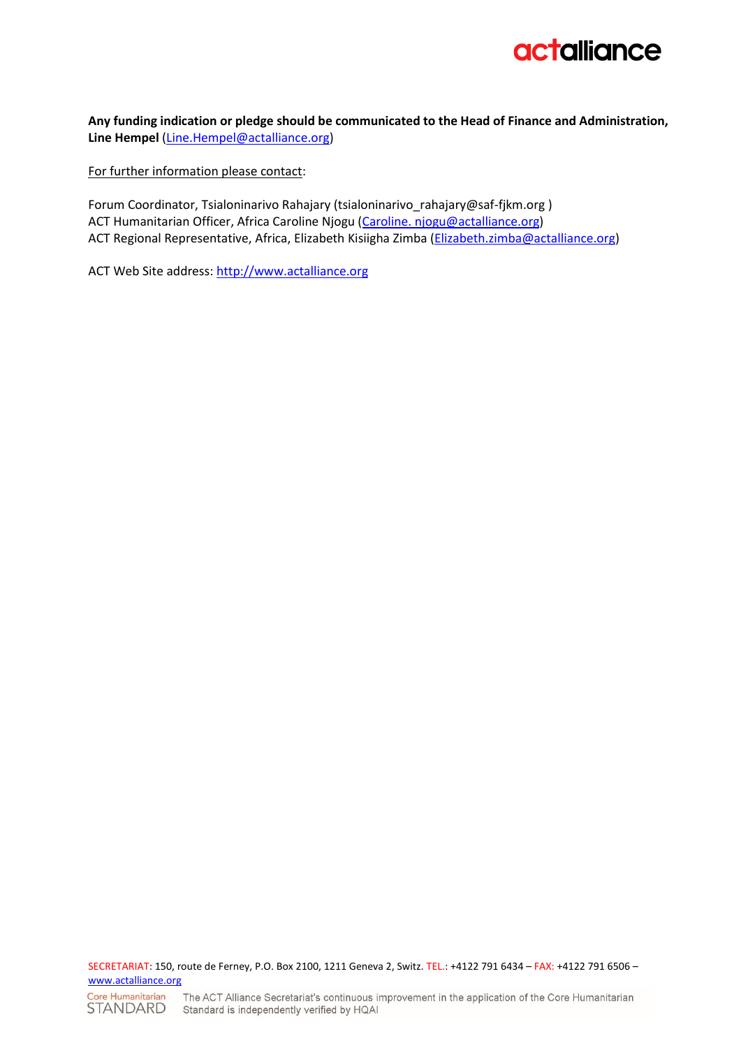**Any funding indication or pledge should be communicated to the Head of Finance and Administration, Line Hempel** (Line.Hempel@actalliance.org)

For further information please contact:

Forum Coordinator, Tsialoninarivo Rahajary (tsialoninarivo_rahajary@saf-fjkm.org )
ACT Humanitarian Officer, Africa Caroline Njogu (Caroline. njogu@actalliance.org)
ACT Regional Representative, Africa, Elizabeth Kisiigha Zimba (Elizabeth.zimba@actalliance.org)

ACT Web Site address: http://www.actalliance.org